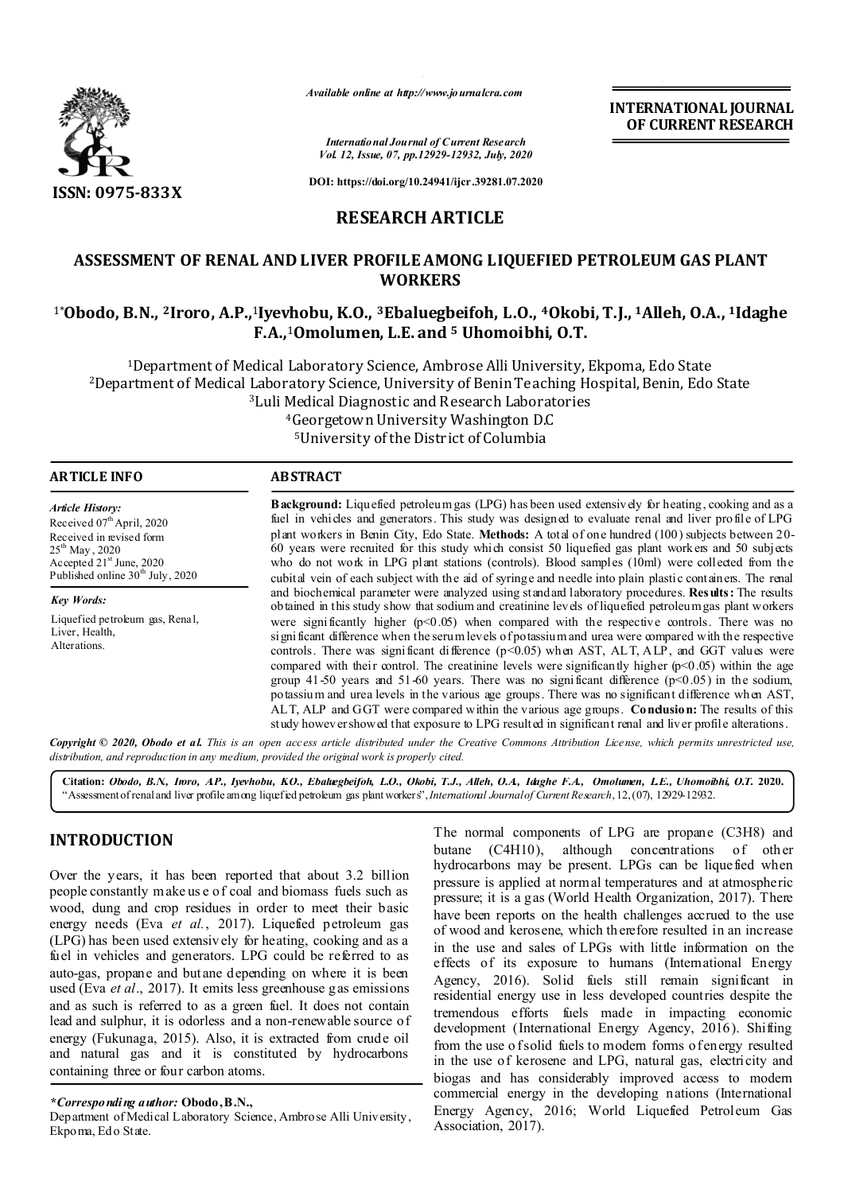*Available online at http://www.journalcra.com*

*International Journal of Current Research*
*Vol. 12, Issue, 07, pp.12929-12932, July, 2020*

**DOI: https://doi.org/10.24941/ijcr.39281.07.2020**

**INTERNATIONAL JOURNAL OF CURRENT RESEARCH**

**ISSN: 0975-833X**

## RESEARCH ARTICLE

# ASSESSMENT OF RENAL AND LIVER PROFILE AMONG LIQUEFIED PETROLEUM GAS PLANT WORKERS

**[1*]Obodo, B.N., [2]Iroro, A.P.,[1]Iyevhobu, K.O., [3]Ebaluegbeifoh, L.O., [4]Okobi, T.J., [1]Alleh, O.A., [1]Idaghe F.A.,[1]Omolumen, L.E. and [5] Uhomoibhi, O.T.**

[1]Department of Medical Laboratory Science, Ambrose Alli University, Ekpoma, Edo State
[2]Department of Medical Laboratory Science, University of Benin Teaching Hospital, Benin, Edo State
[3]Luli Medical Diagnostic and Research Laboratories
[4]Georgetown University Washington D.C
[5]University of the District of Columbia

### ARTICLE INFO

*Article History:*
Received 07th April, 2020
Received in revised form 25th May, 2020
Accepted 21st June, 2020
Published online 30th July, 2020

*Key Words:*
Liquefied petroleum gas, Renal, Liver, Health, Alterations.

### ABSTRACT

**Background:** Liquefied petroleum gas (LPG) has been used extensively for heating, cooking and as a fuel in vehicles and generators. This study was designed to evaluate renal and liver profile of LPG plant workers in Benin City, Edo State. **Methods:** A total of one hundred (100) subjects between 20-60 years were recruited for this study which consist 50 liquefied gas plant workers and 50 subjects who do not work in LPG plant stations (controls). Blood samples (10ml) were collected from the cubital vein of each subject with the aid of syringe and needle into plain plastic containers. The renal and biochemical parameter were analyzed using standard laboratory procedures. **Results:** The results obtained in this study show that sodium and creatinine levels of liquefied petroleum gas plant workers were significantly higher ($p<0.05$) when compared with the respective controls. There was no significant difference when the serum levels of potassium and urea were compared with the respective controls. There was significant difference ($p<0.05$) when AST, ALT, ALP, and GGT values were compared with their control. The creatinine levels were significantly higher ($p<0.05$) within the age group 41-50 years and 51-60 years. There was no significant difference ($p<0.05$) in the sodium, potassium and urea levels in the various age groups. There was no significant difference when AST, ALT, ALP and GGT were compared within the various age groups. **Conclusion:** The results of this study however showed that exposure to LPG resulted in significant renal and liver profile alterations.

***Copyright © 2020, Obodo et al.*** *This is an open access article distributed under the Creative Commons Attribution License, which permits unrestricted use, distribution, and reproduction in any medium, provided the original work is properly cited.*

**Citation:** ***Obodo, B.N, Iroro, AP., Iyevhobu, KO., Ebaluegbeifoh, L.O., Okobi, T.J., Alleh, O.A., Idaghe F.A., Omolumen, L.E., Uhomoibhi, O.T.* 2020.** "Assessment of renal and liver profile among liquefied petroleum gas plant workers", *International Journal of Current Research*, 12, (07), 12929-12932.

## INTRODUCTION

Over the years, it has been reported that about 3.2 billion people constantly make use of coal and biomass fuels such as wood, dung and crop residues in order to meet their basic energy needs (Eva *et al.*, 2017). Liquefied petroleum gas (LPG) has been used extensively for heating, cooking and as a fuel in vehicles and generators. LPG could be referred to as auto-gas, propane and butane depending on where it is been used (Eva *et al*., 2017). It emits less greenhouse gas emissions and as such is referred to as a green fuel. It does not contain lead and sulphur, it is odorless and a non-renewable source of energy (Fukunaga, 2015). Also, it is extracted from crude oil and natural gas and it is constituted by hydrocarbons containing three or four carbon atoms.

The normal components of LPG are propane ($C_3H_8$) and butane ($C_4H_{10}$), although concentrations of other hydrocarbons may be present. LPGs can be liquefied when pressure is applied at normal temperatures and at atmospheric pressure; it is a gas (World Health Organization, 2017). There have been reports on the health challenges accrued to the use of wood and kerosene, which therefore resulted in an increase in the use and sales of LPGs with little information on the effects of its exposure to humans (International Energy Agency, 2016). Solid fuels still remain significant in residential energy use in less developed countries despite the tremendous efforts fuels made in impacting economic development (International Energy Agency, 2016). Shifting from the use of solid fuels to modern forms of energy resulted in the use of kerosene and LPG, natural gas, electricity and biogas and has considerably improved access to modern commercial energy in the developing nations (International Energy Agency, 2016; World Liquefied Petroleum Gas Association, 2017).

***Corresponding author:*** **Obodo, B.N.,**
Department of Medical Laboratory Science, Ambrose Alli University, Ekpoma, Edo State.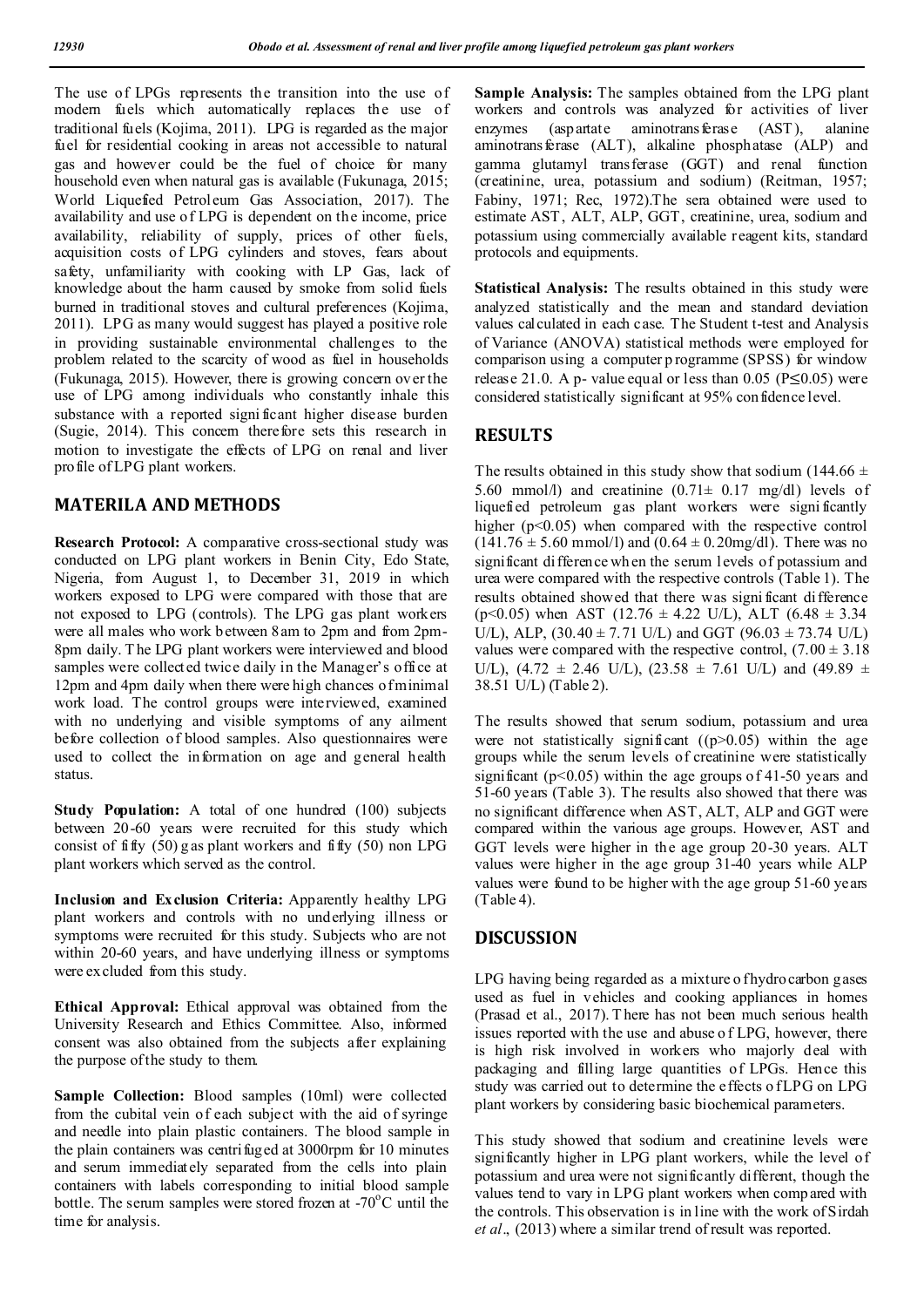The use of LPGs represents the transition into the use of modern fuels which automatically replaces the use of traditional fuels (Kojima, 2011). LPG is regarded as the major fuel for residential cooking in areas not accessible to natural gas and however could be the fuel of choice for many household even when natural gas is available (Fukunaga, 2015; World Liquefied Petroleum Gas Association, 2017). The availability and use of LPG is dependent on the income, price availability, reliability of supply, prices of other fuels, acquisition costs of LPG cylinders and stoves, fears about safety, unfamiliarity with cooking with LP Gas, lack of knowledge about the harm caused by smoke from solid fuels burned in traditional stoves and cultural preferences (Kojima, 2011). LPG as many would suggest has played a positive role in providing sustainable environmental challenges to the problem related to the scarcity of wood as fuel in households (Fukunaga, 2015). However, there is growing concern over the use of LPG among individuals who constantly inhale this substance with a reported significant higher disease burden (Sugie, 2014). This concern therefore sets this research in motion to investigate the effects of LPG on renal and liver profile of LPG plant workers.

## MATERILA AND METHODS

**Research Protocol:** A comparative cross-sectional study was conducted on LPG plant workers in Benin City, Edo State, Nigeria, from August 1, to December 31, 2019 in which workers exposed to LPG were compared with those that are not exposed to LPG (controls). The LPG gas plant workers were all males who work between 8am to 2pm and from 2pm-8pm daily. The LPG plant workers were interviewed and blood samples were collected twice daily in the Manager's office at 12pm and 4pm daily when there were high chances of minimal work load. The control groups were interviewed, examined with no underlying and visible symptoms of any ailment before collection of blood samples. Also questionnaires were used to collect the information on age and general health status.

**Study Population:** A total of one hundred (100) subjects between 20-60 years were recruited for this study which consist of fifty (50) gas plant workers and fifty (50) non LPG plant workers which served as the control.

**Inclusion and Exclusion Criteria:** Apparently healthy LPG plant workers and controls with no underlying illness or symptoms were recruited for this study. Subjects who are not within 20-60 years, and have underlying illness or symptoms were excluded from this study.

**Ethical Approval:** Ethical approval was obtained from the University Research and Ethics Committee. Also, informed consent was also obtained from the subjects after explaining the purpose of the study to them.

**Sample Collection:** Blood samples (10ml) were collected from the cubital vein of each subject with the aid of syringe and needle into plain plastic containers. The blood sample in the plain containers was centrifuged at 3000rpm for 10 minutes and serum immediately separated from the cells into plain containers with labels corresponding to initial blood sample bottle. The serum samples were stored frozen at -70°C until the time for analysis.

**Sample Analysis:** The samples obtained from the LPG plant workers and controls was analyzed for activities of liver enzymes (aspartate aminotransferase (AST), alanine aminotransferase (ALT), alkaline phosphatase (ALP) and gamma glutamyl transferase (GGT) and renal function (creatinine, urea, potassium and sodium) (Reitman, 1957; Fabiny, 1971; Rec, 1972).The sera obtained were used to estimate AST, ALT, ALP, GGT, creatinine, urea, sodium and potassium using commercially available reagent kits, standard protocols and equipments.

**Statistical Analysis:** The results obtained in this study were analyzed statistically and the mean and standard deviation values calculated in each case. The Student t-test and Analysis of Variance (ANOVA) statistical methods were employed for comparison using a computer programme (SPSS) for window release 21.0. A p- value equal or less than 0.05 ($P \leq 0.05$) were considered statistically significant at 95% confidence level.

## RESULTS

The results obtained in this study show that sodium ($144.66 \pm 5.60$ mmol/l) and creatinine ($0.71 \pm 0.17$ mg/dl) levels of liquefied petroleum gas plant workers were significantly higher ($p<0.05$) when compared with the respective control ($141.76 \pm 5.60$ mmol/l) and ($0.64 \pm 0.20$mg/dl). There was no significant difference when the serum levels of potassium and urea were compared with the respective controls (Table 1). The results obtained showed that there was significant difference ($p<0.05$) when AST ($12.76 \pm 4.22$ U/L), ALT ($6.48 \pm 3.34$ U/L), ALP, ($30.40 \pm 7.71$ U/L) and GGT ($96.03 \pm 73.74$ U/L) values were compared with the respective control, ($7.00 \pm 3.18$ U/L), ($4.72 \pm 2.46$ U/L), ($23.58 \pm 7.61$ U/L) and ($49.89 \pm 38.51$ U/L) (Table 2).

The results showed that serum sodium, potassium and urea were not statistically significant (($p>0.05$) within the age groups while the serum levels of creatinine were statistically significant ($p<0.05$) within the age groups of 41-50 years and 51-60 years (Table 3). The results also showed that there was no significant difference when AST, ALT, ALP and GGT were compared within the various age groups. However, AST and GGT levels were higher in the age group 20-30 years. ALT values were higher in the age group 31-40 years while ALP values were found to be higher with the age group 51-60 years (Table 4).

## DISCUSSION

LPG having being regarded as a mixture of hydrocarbon gases used as fuel in vehicles and cooking appliances in homes (Prasad et al., 2017). There has not been much serious health issues reported with the use and abuse of LPG, however, there is high risk involved in workers who majorly deal with packaging and filling large quantities of LPGs. Hence this study was carried out to determine the effects of LPG on LPG plant workers by considering basic biochemical parameters.

This study showed that sodium and creatinine levels were significantly higher in LPG plant workers, while the level of potassium and urea were not significantly different, though the values tend to vary in LPG plant workers when compared with the controls. This observation is in line with the work of Sirdah *et al*., (2013) where a similar trend of result was reported.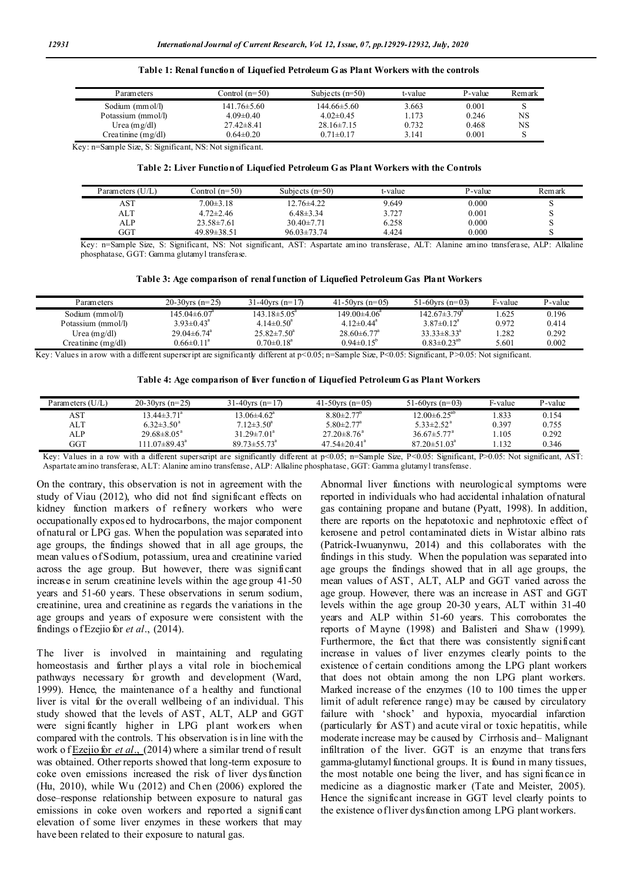**Table 1: Renal function of Liquefied Petroleum Gas Plant Workers with the controls**

| Parameters | Control (n=50) | Subjects (n=50) | t-value | P-value | Remark |
|---|---|---|---|---|---|
| Sodium (mmol/l) | 141.76±5.60 | 144.66±5.60 | 3.663 | 0.001 | S |
| Potassium (mmol/l) | 4.09±0.40 | 4.02±0.45 | 1.173 | 0.246 | NS |
| Urea (mg/dl) | 27.42±8.41 | 28.16±7.15 | 0.732 | 0.468 | NS |
| Creatinine (mg/dl) | 0.64±0.20 | 0.71±0.17 | 3.141 | 0.001 | S |

Key: n=Sample Size, S: Significant, NS: Not significant.

**Table 2: Liver Function of Liquefied Petroleum Gas Plant Workers with the Controls**

| Parameters (U/L) | Control (n=50) | Subjects (n=50) | t-value | P-value | Remark |
|---|---|---|---|---|---|
| AST | 7.00±3.18 | 12.76±4.22 | 9.649 | 0.000 | S |
| ALT | 4.72±2.46 | 6.48±3.34 | 3.727 | 0.001 | S |
| ALP | 23.58±7.61 | 30.40±7.71 | 6.258 | 0.000 | S |
| GGT | 49.89±38.51 | 96.03±73.74 | 4.424 | 0.000 | S |

Key: n=Sample Size, S: Significant, NS: Not significant, AST: Aspartate amino transferase, ALT: Alanine amino transferase, ALP: Alkaline phosphatase, GGT: Gamma glutamyl transferase.

**Table 3: Age comparison of renal function of Liquefied Petroleum Gas Plant Workers**

| Parameters | 20-30yrs (n=25) | 31-40yrs (n=17) | 41-50yrs (n=05) | 51-60yrs (n=03) | F-value | P-value |
|---|---|---|---|---|---|---|
| Sodium (mmol/l) | $145.04\pm6.07^{a}$ | $143.18\pm5.05^{a}$ | $149.00\pm4.06^{a}$ | $142.67\pm3.79^{a}$ | 1.625 | 0.196 |
| Potassium (mmol/l) | $3.93\pm0.43^{a}$ | $4.14\pm0.50^{a}$ | $4.12\pm0.44^{a}$ | $3.87\pm0.12^{a}$ | 0.972 | 0.414 |
| Urea (mg/dl) | $29.04\pm6.74^{a}$ | $25.82\pm7.50^{a}$ | $28.60\pm6.77^{a}$ | $33.33\pm8.33^{a}$ | 1.282 | 0.292 |
| Creatinine (mg/dl) | $0.66\pm0.11^{a}$ | $0.70\pm0.18^{a}$ | $0.94\pm0.15^{b}$ | $0.83\pm0.23^{ab}$ | 5.601 | 0.002 |

Key: Values in a row with a different superscript are significantly different at p<0.05; n=Sample Size, P<0.05: Significant, P>0.05: Not significant.

**Table 4: Age comparison of liver function of Liquefied Petroleum Gas Plant Workers**

| Parameters (U/L) | 20-30yrs (n=25) | 31-40yrs (n=17) | 41-50yrs (n=05) | 51-60yrs (n=03) | F-value | P-value |
|---|---|---|---|---|---|---|
| AST | $13.44\pm3.71^{a}$ | $13.06\pm4.62^{a}$ | $8.80\pm2.77^{b}$ | $12.00\pm6.25^{ab}$ | 1.833 | 0.154 |
| ALT | $6.32\pm3.50^{a}$ | $7.12\pm3.50^{a}$ | $5.80\pm2.77^{a}$ | $5.33\pm2.52^{a}$ | 0.397 | 0.755 |
| ALP | $29.68\pm8.05^{a}$ | $31.29\pm7.01^{a}$ | $27.20\pm8.76^{a}$ | $36.67\pm5.77^{a}$ | 1.105 | 0.292 |
| GGT | $111.07\pm89.43^{a}$ | $89.73\pm55.73^{a}$ | $47.54\pm20.41^{a}$ | $87.20\pm51.03^{a}$ | 1.132 | 0.346 |

Key: Values in a row with a different superscript are significantly different at p<0.05; n=Sample Size, P<0.05: Significant, P>0.05: Not significant, AST: Aspartate amino transferase, ALT: Alanine amino transferase, ALP: Alkaline phosphatase, GGT: Gamma glutamyl transferase.

On the contrary, this observation is not in agreement with the study of Viau (2012), who did not find significant effects on kidney function markers of refinery workers who were occupationally exposed to hydrocarbons, the major component of natural or LPG gas. When the population was separated into age groups, the findings showed that in all age groups, the mean values of Sodium, potassium, urea and creatinine varied across the age group. But however, there was significant increase in serum creatinine levels within the age group 41-50 years and 51-60 years. These observations in serum sodium, creatinine, urea and creatinine as regards the variations in the age groups and years of exposure were consistent with the findings of Ezejiofor *et al*., (2014).

The liver is involved in maintaining and regulating homeostasis and further plays a vital role in biochemical pathways necessary for growth and development (Ward, 1999). Hence, the maintenance of a healthy and functional liver is vital for the overall wellbeing of an individual. This study showed that the levels of AST, ALT, ALP and GGT were significantly higher in LPG plant workers when compared with the controls. This observation is in line with the work of Ezejiofor *et al*., (2014) where a similar trend of result was obtained. Other reports showed that long-term exposure to coke oven emissions increased the risk of liver dysfunction (Hu, 2010), while Wu (2012) and Chen (2006) explored the dose–response relationship between exposure to natural gas emissions in coke oven workers and reported a significant elevation of some liver enzymes in these workers that may have been related to their exposure to natural gas.

Abnormal liver functions with neurological symptoms were reported in individuals who had accidental inhalation of natural gas containing propane and butane (Pyatt, 1998). In addition, there are reports on the hepatotoxic and nephrotoxic effect of kerosene and petrol contaminated diets in Wistar albino rats (Patrick-Iwuanynwu, 2014) and this collaborates with the findings in this study. When the population was separated into age groups the findings showed that in all age groups, the mean values of AST, ALT, ALP and GGT varied across the age group. However, there was an increase in AST and GGT levels within the age group 20-30 years, ALT within 31-40 years and ALP within 51-60 years. This corroborates the reports of Mayne (1998) and Balisteri and Shaw (1999). Furthermore, the fact that there was consistently significant increase in values of liver enzymes clearly points to the existence of certain conditions among the LPG plant workers that does not obtain among the non LPG plant workers. Marked increase of the enzymes (10 to 100 times the upper limit of adult reference range) may be caused by circulatory failure with 'shock' and hypoxia, myocardial infarction (particularly for AST) and acute viral or toxic hepatitis, while moderate increase may be caused by Cirrhosis and– Malignant infiltration of the liver. GGT is an enzyme that transfers gamma-glutamyl functional groups. It is found in many tissues, the most notable one being the liver, and has significance in medicine as a diagnostic marker (Tate and Meister, 2005). Hence the significant increase in GGT level clearly points to the existence of liver dysfunction among LPG plant workers.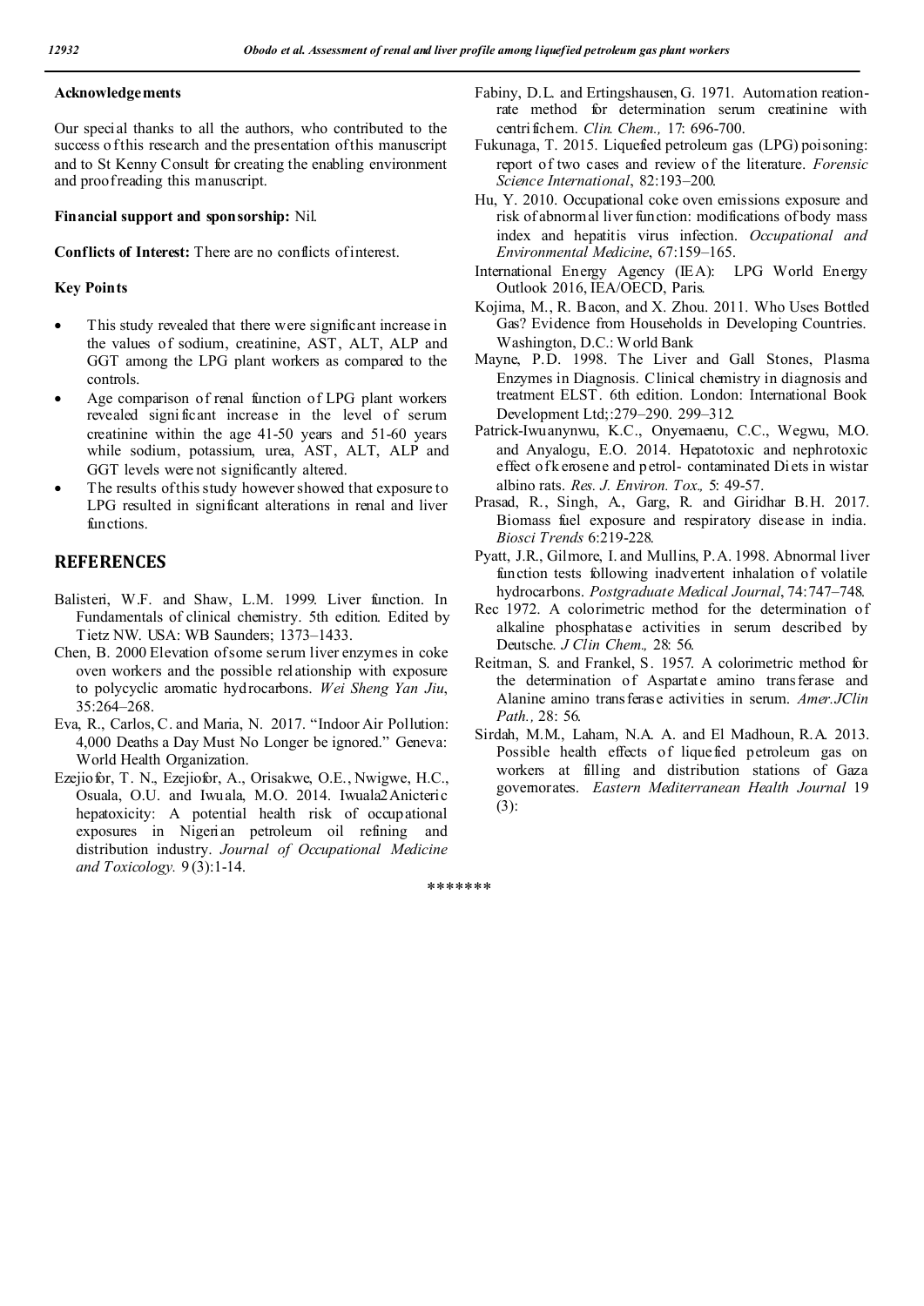**Acknowledgements**

Our special thanks to all the authors, who contributed to the success of this research and the presentation of this manuscript and to St Kenny Consult for creating the enabling environment and proofreading this manuscript.

**Financial support and sponsorship:** Nil.

**Conflicts of Interest:** There are no conflicts of interest.

**Key Points**

- This study revealed that there were significant increase in the values of sodium, creatinine, AST, ALT, ALP and GGT among the LPG plant workers as compared to the controls.
- Age comparison of renal function of LPG plant workers revealed significant increase in the level of serum creatinine within the age 41-50 years and 51-60 years while sodium, potassium, urea, AST, ALT, ALP and GGT levels were not significantly altered.
- The results of this study however showed that exposure to LPG resulted in significant alterations in renal and liver functions.

## REFERENCES

Balisteri, W.F. and Shaw, L.M. 1999. Liver function. In Fundamentals of clinical chemistry. 5th edition. Edited by Tietz NW. USA: WB Saunders; 1373–1433.

Chen, B. 2000 Elevation of some serum liver enzymes in coke oven workers and the possible relationship with exposure to polycyclic aromatic hydrocarbons. *Wei Sheng Yan Jiu*, 35:264–268.

Eva, R., Carlos, C. and Maria, N. 2017. "Indoor Air Pollution: 4,000 Deaths a Day Must No Longer be ignored." Geneva: World Health Organization.

Ezejiofor, T. N., Ezejiofor, A., Orisakwe, O.E., Nwigwe, H.C., Osuala, O.U. and Iwuala, M.O. 2014. Iwuala2 Anicteric hepatoxicity: A potential health risk of occupational exposures in Nigerian petroleum oil refining and distribution industry. *Journal of Occupational Medicine and Toxicology.* 9 (3):1-14.

Fabiny, D.L. and Ertingshausen, G. 1971. Automation reation-rate method for determination serum creatinine with centrifichem. *Clin. Chem.,* 17: 696-700.

Fukunaga, T. 2015. Liquefied petroleum gas (LPG) poisoning: report of two cases and review of the literature. *Forensic Science International*, 82:193–200.

Hu, Y. 2010. Occupational coke oven emissions exposure and risk of abnormal liver function: modifications of body mass index and hepatitis virus infection. *Occupational and Environmental Medicine*, 67:159–165.

International Energy Agency (IEA): LPG World Energy Outlook 2016, IEA/OECD, Paris.

Kojima, M., R. Bacon, and X. Zhou. 2011. Who Uses Bottled Gas? Evidence from Households in Developing Countries. Washington, D.C.: World Bank

Mayne, P.D. 1998. The Liver and Gall Stones, Plasma Enzymes in Diagnosis. Clinical chemistry in diagnosis and treatment ELST. 6th edition. London: International Book Development Ltd;:279–290. 299–312.

Patrick-Iwuanynwu, K.C., Onyemaenu, C.C., Wegwu, M.O. and Anyalogu, E.O. 2014. Hepatotoxic and nephrotoxic effect of kerosene and petrol- contaminated Diets in wistar albino rats. *Res. J. Environ. Tox.,* 5: 49-57.

Prasad, R., Singh, A., Garg, R. and Giridhar B.H. 2017. Biomass fuel exposure and respiratory disease in india. *Biosci Trends* 6:219-228.

Pyatt, J.R., Gilmore, I. and Mullins, P.A. 1998. Abnormal liver function tests following inadvertent inhalation of volatile hydrocarbons. *Postgraduate Medical Journal*, 74:747–748.

Rec 1972. A colorimetric method for the determination of alkaline phosphatase activities in serum described by Deutsche. *J Clin Chem.,* 28: 56.

Reitman, S. and Frankel, S. 1957. A colorimetric method for the determination of Aspartate amino transferase and Alanine amino transferase activities in serum. *Amer.JClin Path.,* 28: 56.

Sirdah, M.M., Laham, N.A. A. and El Madhoun, R.A. 2013. Possible health effects of liquefied petroleum gas on workers at filling and distribution stations of Gaza governorates. *Eastern Mediterranean Health Journal* 19 (3):

\*\*\*\*\*\*\*